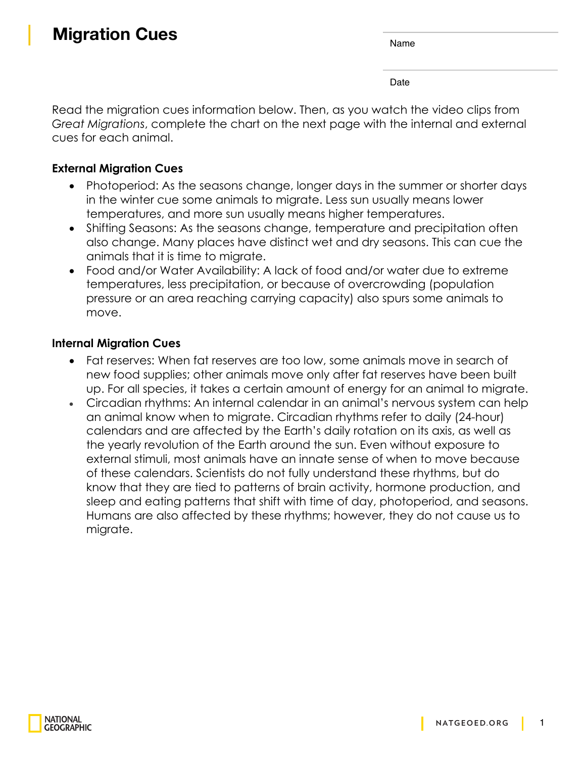# Migration Cues

Name

Date

Read the migration cues information below. Then, as you watch the video clips from *Great Migrations*, complete the chart on the next page with the internal and external cues for each animal.

**External Migration Cues**

- Photoperiod: As the seasons change, longer days in the summer or shorter days in the winter cue some animals to migrate. Less sun usually means lower temperatures, and more sun usually means higher temperatures.
- Shifting Seasons: As the seasons change, temperature and precipitation often also change. Many places have distinct wet and dry seasons. This can cue the animals that it is time to migrate.
- Food and/or Water Availability: A lack of food and/or water due to extreme temperatures, less precipitation, or because of overcrowding (population pressure or an area reaching carrying capacity) also spurs some animals to move.

**Internal Migration Cues**

- Fat reserves: When fat reserves are too low, some animals move in search of new food supplies; other animals move only after fat reserves have been built up. For all species, it takes a certain amount of energy for an animal to migrate.
- Circadian rhythms: An internal calendar in an animal's nervous system can help an animal know when to migrate. Circadian rhythms refer to daily (24-hour) calendars and are affected by the Earth's daily rotation on its axis, as well as the yearly revolution of the Earth around the sun. Even without exposure to external stimuli, most animals have an innate sense of when to move because of these calendars. Scientists do not fully understand these rhythms, but do know that they are tied to patterns of brain activity, hormone production, and sleep and eating patterns that shift with time of day, photoperiod, and seasons. Humans are also affected by these rhythms; however, they do not cause us to migrate.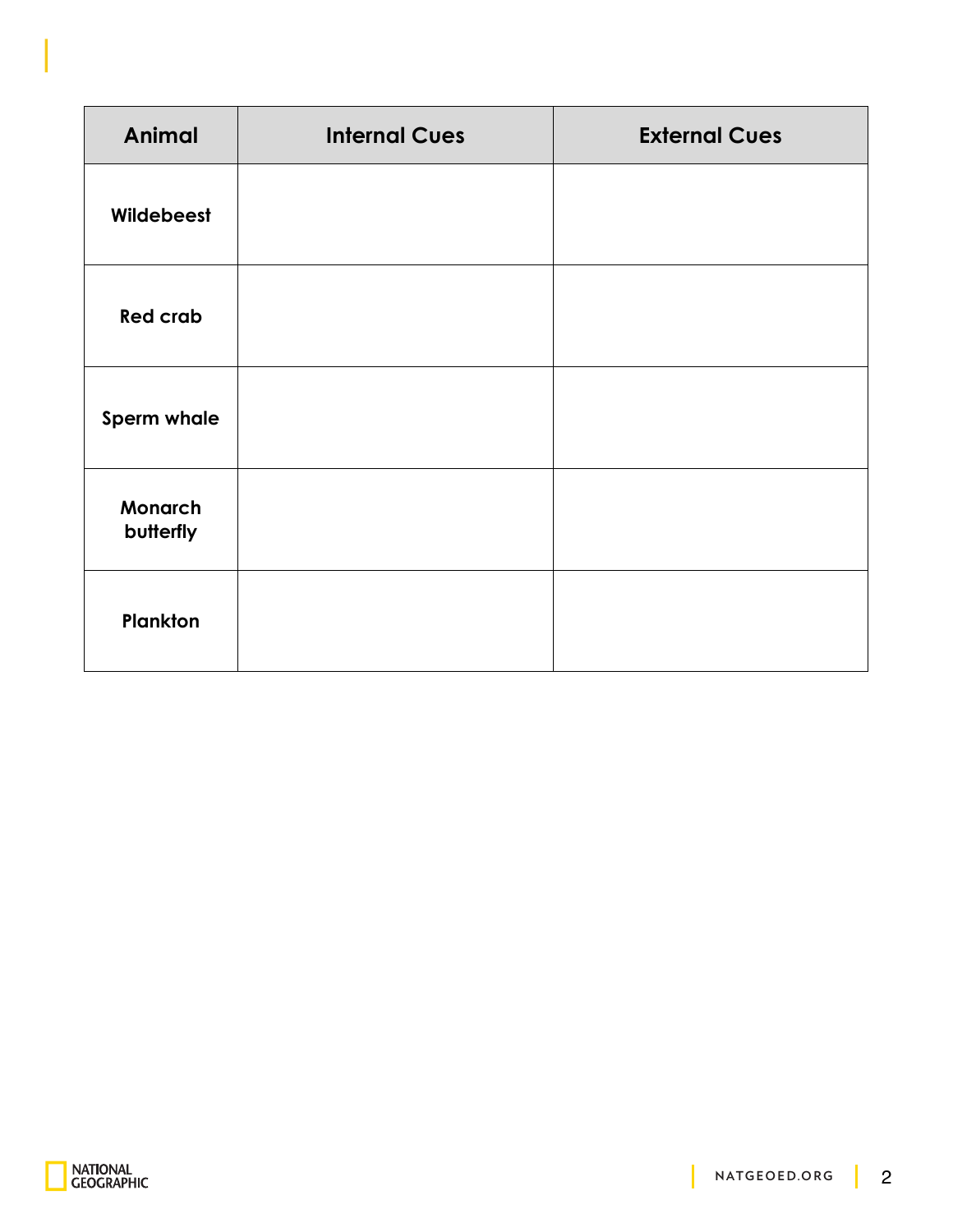| Animal | Internal Cues | External Cues |
|---|---|---|
| **Wildebeest** | | |
| **Red crab** | | |
| **Sperm whale** | | |
| **Monarch butterfly** | | |
| **Plankton** | | |